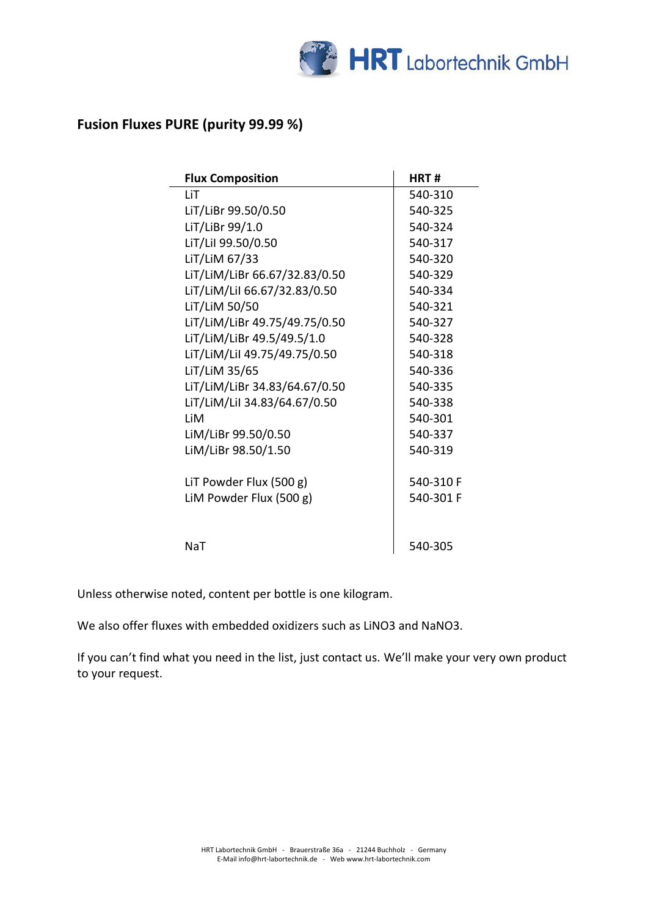## Fusion Fluxes PURE (purity 99.99 %)

| Flux Composition | HRT # |
|---|---|
| LiT | 540-310 |
| LiT/LiBr 99.50/0.50 | 540-325 |
| LiT/LiBr 99/1.0 | 540-324 |
| LiT/LiI 99.50/0.50 | 540-317 |
| LiT/LiM 67/33 | 540-320 |
| LiT/LiM/LiBr 66.67/32.83/0.50 | 540-329 |
| LiT/LiM/LiI 66.67/32.83/0.50 | 540-334 |
| LiT/LiM 50/50 | 540-321 |
| LiT/LiM/LiBr 49.75/49.75/0.50 | 540-327 |
| LiT/LiM/LiBr 49.5/49.5/1.0 | 540-328 |
| LiT/LiM/LiI 49.75/49.75/0.50 | 540-318 |
| LiT/LiM 35/65 | 540-336 |
| LiT/LiM/LiBr 34.83/64.67/0.50 | 540-335 |
| LiT/LiM/LiI 34.83/64.67/0.50 | 540-338 |
| LiM | 540-301 |
| LiM/LiBr 99.50/0.50 | 540-337 |
| LiM/LiBr 98.50/1.50 | 540-319 |
| | |
| LiT Powder Flux (500 g) | 540-310 F |
| LiM Powder Flux (500 g) | 540-301 F |
| | |
| NaT | 540-305 |

Unless otherwise noted, content per bottle is one kilogram.

We also offer fluxes with embedded oxidizers such as $LiNO_3$ and $NaNO_3$.

If you can't find what you need in the list, just contact us. We'll make your very own product to your request.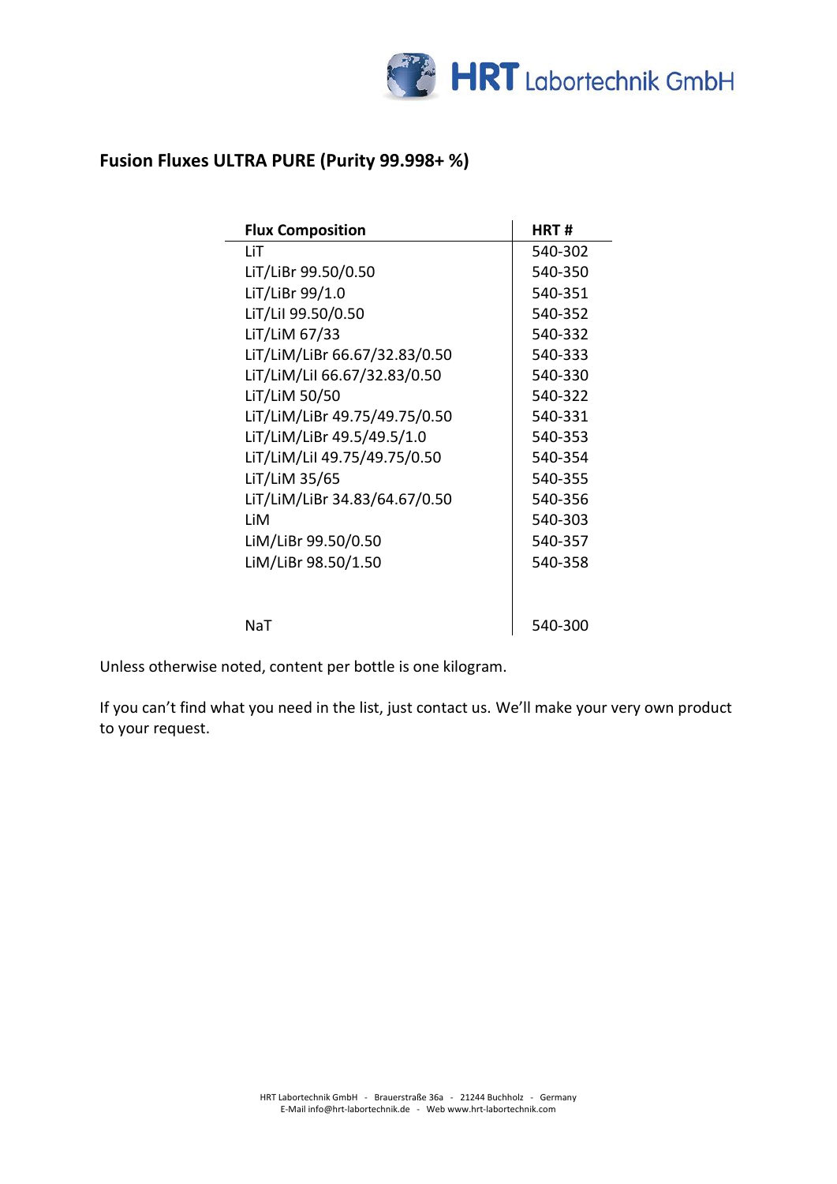## Fusion Fluxes ULTRA PURE (Purity 99.998+ %)

| Flux Composition | HRT # |
|---|---|
| LiT | 540-302 |
| LiT/LiBr 99.50/0.50 | 540-350 |
| LiT/LiBr 99/1.0 | 540-351 |
| LiT/LiI 99.50/0.50 | 540-352 |
| LiT/LiM 67/33 | 540-332 |
| LiT/LiM/LiBr 66.67/32.83/0.50 | 540-333 |
| LiT/LiM/LiI 66.67/32.83/0.50 | 540-330 |
| LiT/LiM 50/50 | 540-322 |
| LiT/LiM/LiBr 49.75/49.75/0.50 | 540-331 |
| LiT/LiM/LiBr 49.5/49.5/1.0 | 540-353 |
| LiT/LiM/LiI 49.75/49.75/0.50 | 540-354 |
| LiT/LiM 35/65 | 540-355 |
| LiT/LiM/LiBr 34.83/64.67/0.50 | 540-356 |
| LiM | 540-303 |
| LiM/LiBr 99.50/0.50 | 540-357 |
| LiM/LiBr 98.50/1.50 | 540-358 |
| | |
| NaT | 540-300 |

Unless otherwise noted, content per bottle is one kilogram.

If you can't find what you need in the list, just contact us. We'll make your very own product to your request.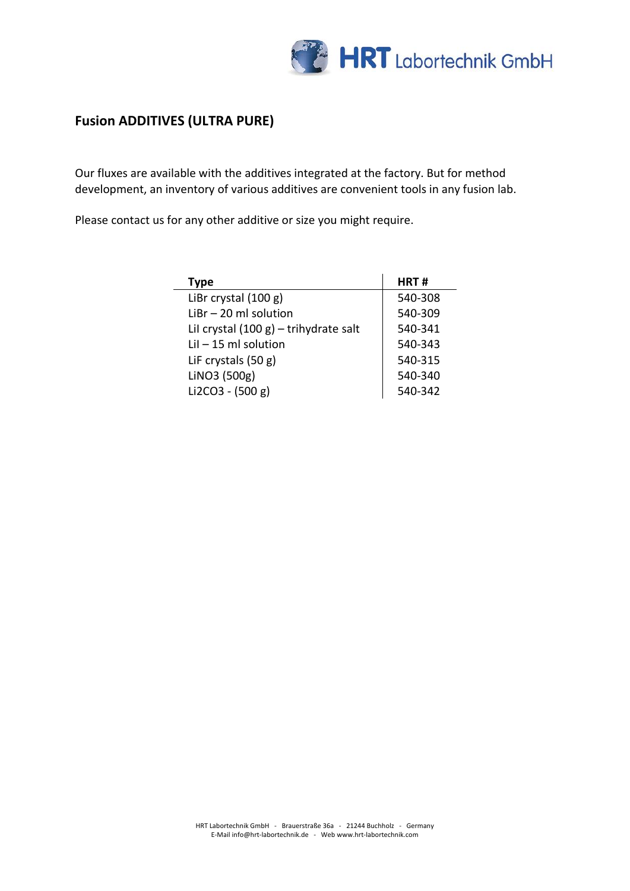## Fusion ADDITIVES (ULTRA PURE)

Our fluxes are available with the additives integrated at the factory. But for method development, an inventory of various additives are convenient tools in any fusion lab.

Please contact us for any other additive or size you might require.

| Type | HRT # |
|---|---|
| LiBr crystal (100 g) | 540-308 |
| LiBr – 20 ml solution | 540-309 |
| LiI crystal (100 g) – trihydrate salt | 540-341 |
| LiI – 15 ml solution | 540-343 |
| LiF crystals (50 g) | 540-315 |
| $LiNO_3$ (500g) | 540-340 |
| $Li_2CO_3$ - (500 g) | 540-342 |